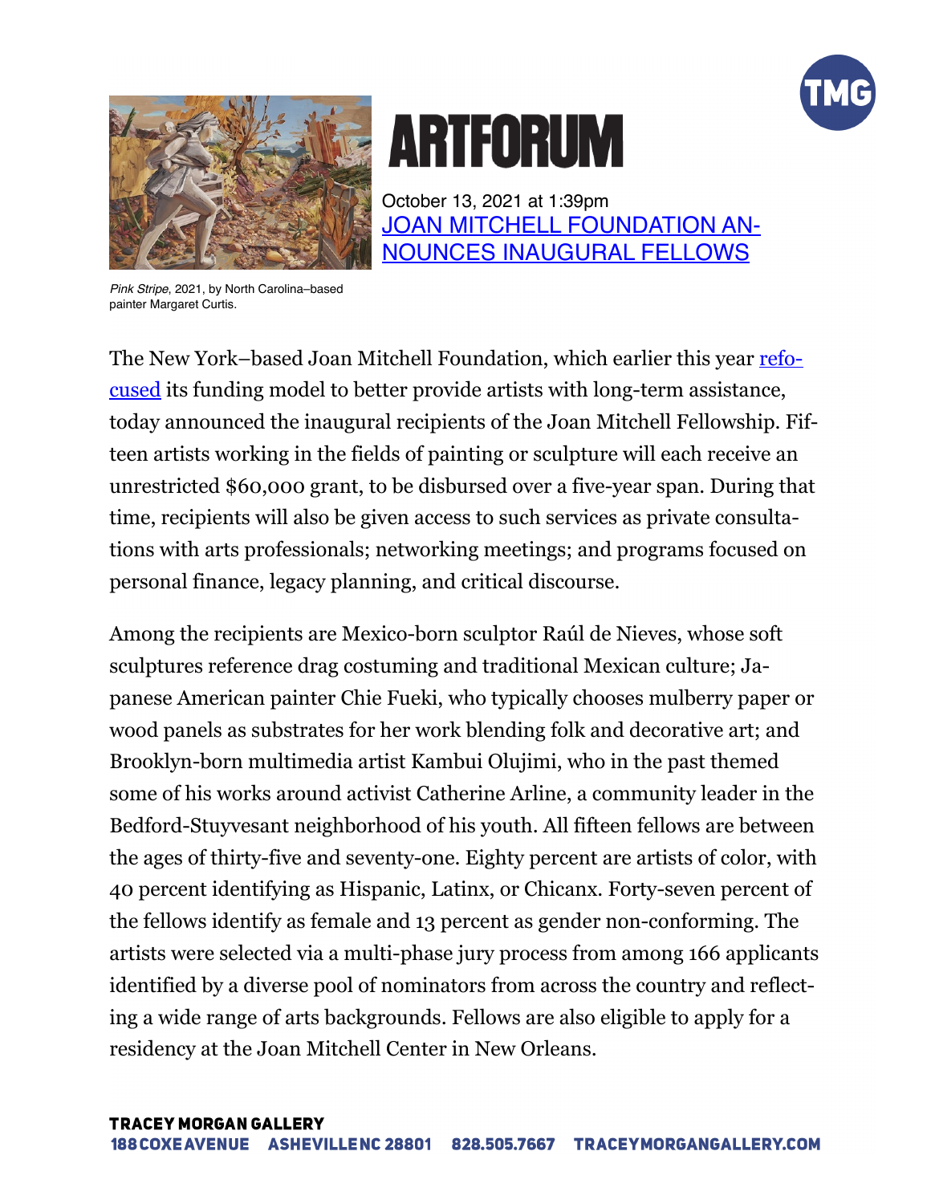# ARTFORUM

October 13, 2021 at 1:39pm

## JOAN MITCHELL FOUNDATION ANNOUNCES INAUGURAL FELLOWS

*Pink Stripe*, 2021, by North Carolina–based painter Margaret Curtis.

The New York–based Joan Mitchell Foundation, which earlier this year refocused its funding model to better provide artists with long-term assistance, today announced the inaugural recipients of the Joan Mitchell Fellowship. Fifteen artists working in the fields of painting or sculpture will each receive an unrestricted $60,000 grant, to be disbursed over a five-year span. During that time, recipients will also be given access to such services as private consultations with arts professionals; networking meetings; and programs focused on personal finance, legacy planning, and critical discourse.

Among the recipients are Mexico-born sculptor Raúl de Nieves, whose soft sculptures reference drag costuming and traditional Mexican culture; Japanese American painter Chie Fueki, who typically chooses mulberry paper or wood panels as substrates for her work blending folk and decorative art; and Brooklyn-born multimedia artist Kambui Olujimi, who in the past themed some of his works around activist Catherine Arline, a community leader in the Bedford-Stuyvesant neighborhood of his youth. All fifteen fellows are between the ages of thirty-five and seventy-one. Eighty percent are artists of color, with 40 percent identifying as Hispanic, Latinx, or Chicanx. Forty-seven percent of the fellows identify as female and 13 percent as gender non-conforming. The artists were selected via a multi-phase jury process from among 166 applicants identified by a diverse pool of nominators from across the country and reflecting a wide range of arts backgrounds. Fellows are also eligible to apply for a residency at the Joan Mitchell Center in New Orleans.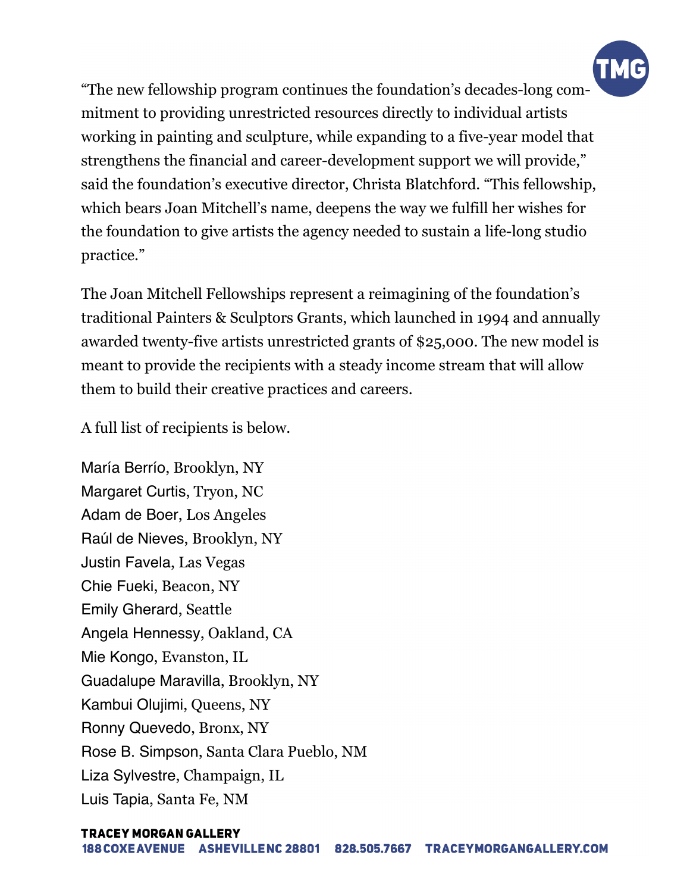"The new fellowship program continues the foundation's decades-long commitment to providing unrestricted resources directly to individual artists working in painting and sculpture, while expanding to a five-year model that strengthens the financial and career-development support we will provide," said the foundation's executive director, Christa Blatchford. "This fellowship, which bears Joan Mitchell's name, deepens the way we fulfill her wishes for the foundation to give artists the agency needed to sustain a life-long studio practice."

The Joan Mitchell Fellowships represent a reimagining of the foundation's traditional Painters & Sculptors Grants, which launched in 1994 and annually awarded twenty-five artists unrestricted grants of $25,000. The new model is meant to provide the recipients with a steady income stream that will allow them to build their creative practices and careers.

A full list of recipients is below.

María Berrío, Brooklyn, NY
Margaret Curtis, Tryon, NC
Adam de Boer, Los Angeles
Raúl de Nieves, Brooklyn, NY
Justin Favela, Las Vegas
Chie Fueki, Beacon, NY
Emily Gherard, Seattle
Angela Hennessy, Oakland, CA
Mie Kongo, Evanston, IL
Guadalupe Maravilla, Brooklyn, NY
Kambui Olujimi, Queens, NY
Ronny Quevedo, Bronx, NY
Rose B. Simpson, Santa Clara Pueblo, NM
Liza Sylvestre, Champaign, IL
Luis Tapia, Santa Fe, NM